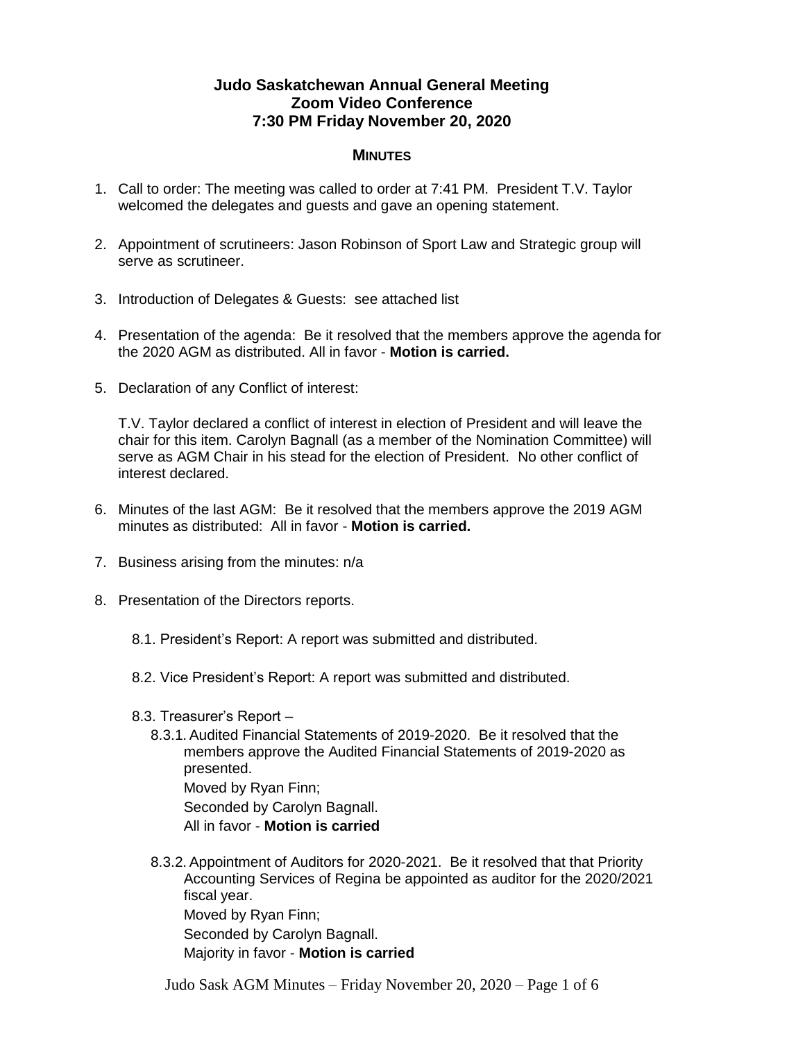# Judo Saskatchewan Annual General Meeting
## Zoom Video Conference
## 7:30 PM Friday November 20, 2020

### MINUTES

1. Call to order: The meeting was called to order at 7:41 PM. President T.V. Taylor welcomed the delegates and guests and gave an opening statement.

2. Appointment of scrutineers: Jason Robinson of Sport Law and Strategic group will serve as scrutineer.

3. Introduction of Delegates & Guests: see attached list

4. Presentation of the agenda: Be it resolved that the members approve the agenda for the 2020 AGM as distributed. All in favor - **Motion is carried.**

5. Declaration of any Conflict of interest:

   T.V. Taylor declared a conflict of interest in election of President and will leave the chair for this item. Carolyn Bagnall (as a member of the Nomination Committee) will serve as AGM Chair in his stead for the election of President. No other conflict of interest declared.

6. Minutes of the last AGM: Be it resolved that the members approve the 2019 AGM minutes as distributed: All in favor - **Motion is carried.**

7. Business arising from the minutes: n/a

8. Presentation of the Directors reports.

   8.1. President's Report: A report was submitted and distributed.

   8.2. Vice President's Report: A report was submitted and distributed.

   8.3. Treasurer's Report –

   8.3.1. Audited Financial Statements of 2019-2020. Be it resolved that the members approve the Audited Financial Statements of 2019-2020 as presented.
   Moved by Ryan Finn;
   Seconded by Carolyn Bagnall.
   All in favor - **Motion is carried**

   8.3.2. Appointment of Auditors for 2020-2021. Be it resolved that that Priority Accounting Services of Regina be appointed as auditor for the 2020/2021 fiscal year.
   Moved by Ryan Finn;
   Seconded by Carolyn Bagnall.
   Majority in favor - **Motion is carried**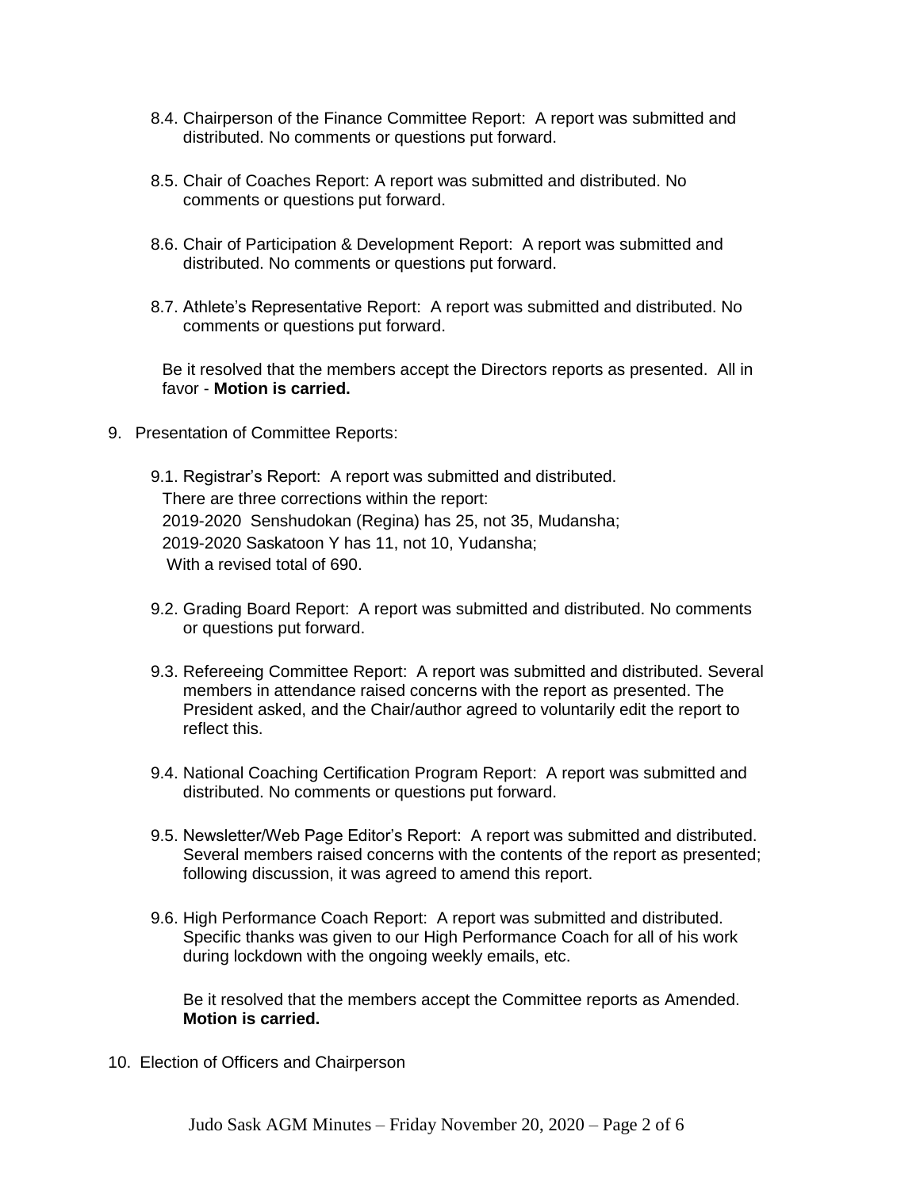8.4. Chairperson of the Finance Committee Report: A report was submitted and distributed. No comments or questions put forward.

8.5. Chair of Coaches Report: A report was submitted and distributed. No comments or questions put forward.

8.6. Chair of Participation & Development Report: A report was submitted and distributed. No comments or questions put forward.

8.7. Athlete's Representative Report: A report was submitted and distributed. No comments or questions put forward.

Be it resolved that the members accept the Directors reports as presented. All in favor - **Motion is carried.**

9. Presentation of Committee Reports:

9.1. Registrar's Report: A report was submitted and distributed.
There are three corrections within the report:
2019-2020 Senshudokan (Regina) has 25, not 35, Mudansha;
2019-2020 Saskatoon Y has 11, not 10, Yudansha;
With a revised total of 690.

9.2. Grading Board Report: A report was submitted and distributed. No comments or questions put forward.

9.3. Refereeing Committee Report: A report was submitted and distributed. Several members in attendance raised concerns with the report as presented. The President asked, and the Chair/author agreed to voluntarily edit the report to reflect this.

9.4. National Coaching Certification Program Report: A report was submitted and distributed. No comments or questions put forward.

9.5. Newsletter/Web Page Editor's Report: A report was submitted and distributed. Several members raised concerns with the contents of the report as presented; following discussion, it was agreed to amend this report.

9.6. High Performance Coach Report: A report was submitted and distributed. Specific thanks was given to our High Performance Coach for all of his work during lockdown with the ongoing weekly emails, etc.

Be it resolved that the members accept the Committee reports as Amended. **Motion is carried.**

10. Election of Officers and Chairperson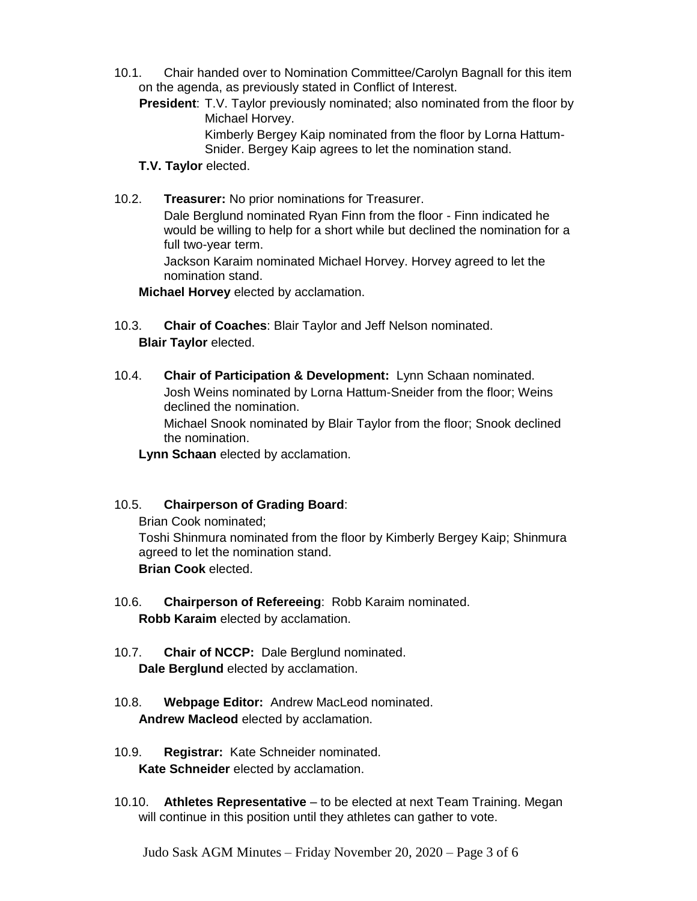10.1. Chair handed over to Nomination Committee/Carolyn Bagnall for this item on the agenda, as previously stated in Conflict of Interest.

**President**: T.V. Taylor previously nominated; also nominated from the floor by Michael Horvey.

Kimberly Bergey Kaip nominated from the floor by Lorna Hattum-Snider. Bergey Kaip agrees to let the nomination stand.

**T.V. Taylor** elected.

10.2. **Treasurer:** No prior nominations for Treasurer.

Dale Berglund nominated Ryan Finn from the floor - Finn indicated he would be willing to help for a short while but declined the nomination for a full two-year term.

Jackson Karaim nominated Michael Horvey. Horvey agreed to let the nomination stand.

**Michael Horvey** elected by acclamation.

10.3. **Chair of Coaches**: Blair Taylor and Jeff Nelson nominated.

**Blair Taylor** elected.

10.4. **Chair of Participation & Development:** Lynn Schaan nominated.

Josh Weins nominated by Lorna Hattum-Sneider from the floor; Weins declined the nomination.

Michael Snook nominated by Blair Taylor from the floor; Snook declined the nomination.

**Lynn Schaan** elected by acclamation.

10.5. **Chairperson of Grading Board**:

Brian Cook nominated;

Toshi Shinmura nominated from the floor by Kimberly Bergey Kaip; Shinmura agreed to let the nomination stand.

**Brian Cook** elected.

10.6. **Chairperson of Refereeing**: Robb Karaim nominated.

**Robb Karaim** elected by acclamation.

10.7. **Chair of NCCP:** Dale Berglund nominated.

**Dale Berglund** elected by acclamation.

10.8. **Webpage Editor:** Andrew MacLeod nominated.

**Andrew Macleod** elected by acclamation.

10.9. **Registrar:** Kate Schneider nominated.

**Kate Schneider** elected by acclamation.

10.10. **Athletes Representative** – to be elected at next Team Training. Megan will continue in this position until they athletes can gather to vote.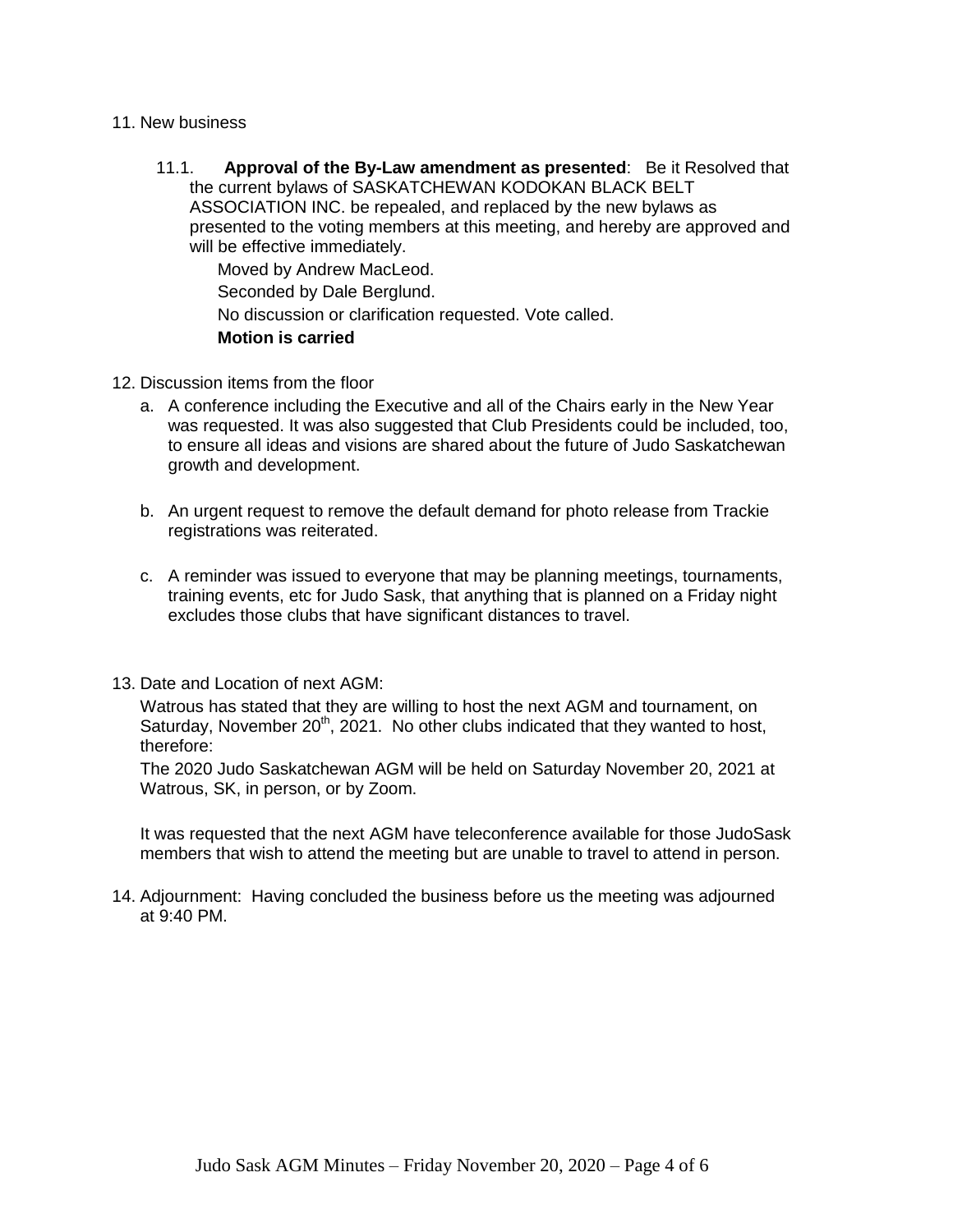11. New business

    11.1. **Approval of the By-Law amendment as presented**: Be it Resolved that the current bylaws of SASKATCHEWAN KODOKAN BLACK BELT ASSOCIATION INC. be repealed, and replaced by the new bylaws as presented to the voting members at this meeting, and hereby are approved and will be effective immediately.

    Moved by Andrew MacLeod.

    Seconded by Dale Berglund.

    No discussion or clarification requested. Vote called.

    **Motion is carried**

12. Discussion items from the floor

    a. A conference including the Executive and all of the Chairs early in the New Year was requested. It was also suggested that Club Presidents could be included, too, to ensure all ideas and visions are shared about the future of Judo Saskatchewan growth and development.

    b. An urgent request to remove the default demand for photo release from Trackie registrations was reiterated.

    c. A reminder was issued to everyone that may be planning meetings, tournaments, training events, etc for Judo Sask, that anything that is planned on a Friday night excludes those clubs that have significant distances to travel.

13. Date and Location of next AGM:

    Watrous has stated that they are willing to host the next AGM and tournament, on Saturday, November 20th, 2021. No other clubs indicated that they wanted to host, therefore:

    The 2020 Judo Saskatchewan AGM will be held on Saturday November 20, 2021 at Watrous, SK, in person, or by Zoom.

    It was requested that the next AGM have teleconference available for those JudoSask members that wish to attend the meeting but are unable to travel to attend in person.

14. Adjournment: Having concluded the business before us the meeting was adjourned at 9:40 PM.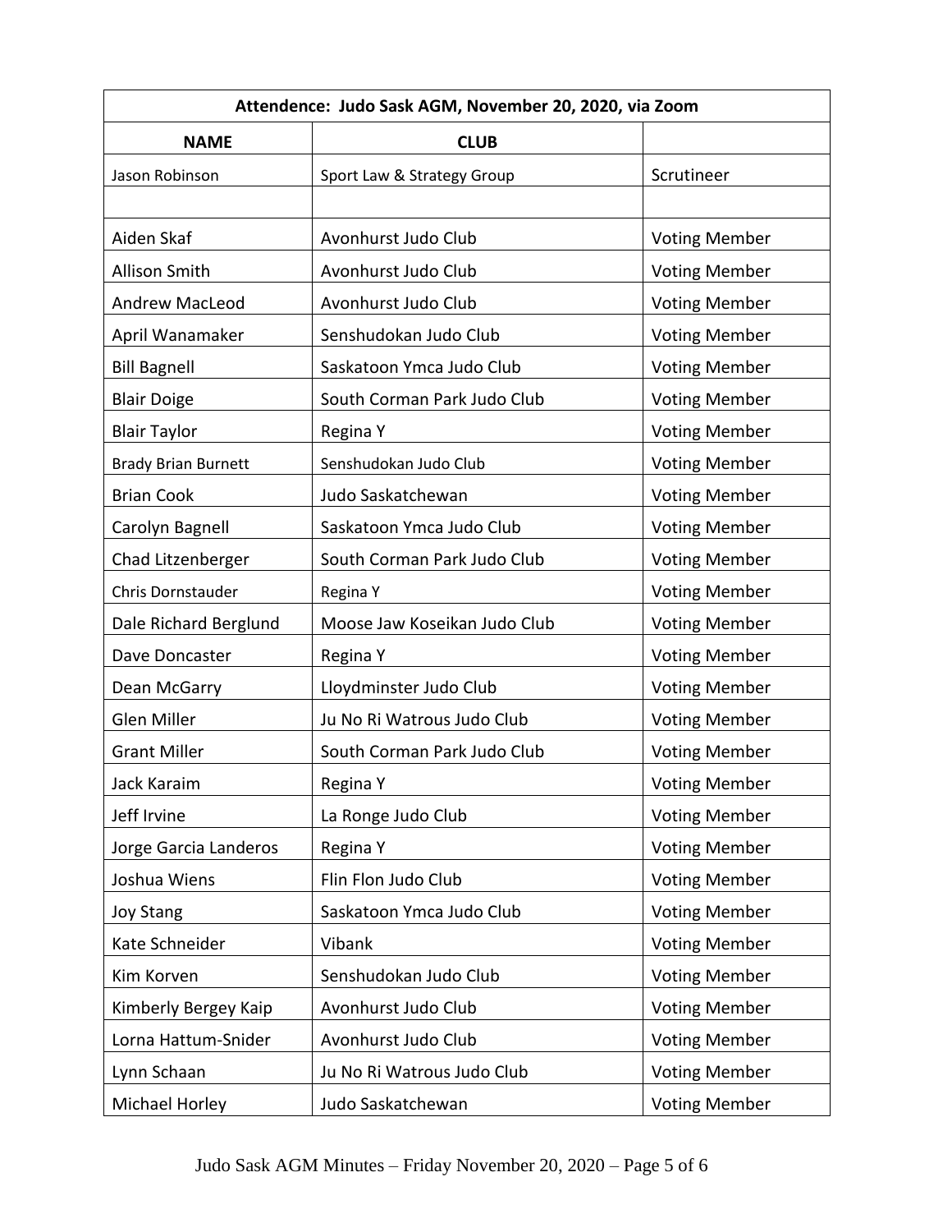| Attendence: Judo Sask AGM, November 20, 2020, via Zoom | | |
|---|---|---|
| **NAME** | **CLUB** | |
| Jason Robinson | Sport Law & Strategy Group | Scrutineer |
| | | |
| Aiden Skaf | Avonhurst Judo Club | Voting Member |
| Allison Smith | Avonhurst Judo Club | Voting Member |
| Andrew MacLeod | Avonhurst Judo Club | Voting Member |
| April Wanamaker | Senshudokan Judo Club | Voting Member |
| Bill Bagnell | Saskatoon Ymca Judo Club | Voting Member |
| Blair Doige | South Corman Park Judo Club | Voting Member |
| Blair Taylor | Regina Y | Voting Member |
| Brady Brian Burnett | Senshudokan Judo Club | Voting Member |
| Brian Cook | Judo Saskatchewan | Voting Member |
| Carolyn Bagnell | Saskatoon Ymca Judo Club | Voting Member |
| Chad Litzenberger | South Corman Park Judo Club | Voting Member |
| Chris Dornstauder | Regina Y | Voting Member |
| Dale Richard Berglund | Moose Jaw Koseikan Judo Club | Voting Member |
| Dave Doncaster | Regina Y | Voting Member |
| Dean McGarry | Lloydminster Judo Club | Voting Member |
| Glen Miller | Ju No Ri Watrous Judo Club | Voting Member |
| Grant Miller | South Corman Park Judo Club | Voting Member |
| Jack Karaim | Regina Y | Voting Member |
| Jeff Irvine | La Ronge Judo Club | Voting Member |
| Jorge Garcia Landeros | Regina Y | Voting Member |
| Joshua Wiens | Flin Flon Judo Club | Voting Member |
| Joy Stang | Saskatoon Ymca Judo Club | Voting Member |
| Kate Schneider | Vibank | Voting Member |
| Kim Korven | Senshudokan Judo Club | Voting Member |
| Kimberly Bergey Kaip | Avonhurst Judo Club | Voting Member |
| Lorna Hattum-Snider | Avonhurst Judo Club | Voting Member |
| Lynn Schaan | Ju No Ri Watrous Judo Club | Voting Member |
| Michael Horley | Judo Saskatchewan | Voting Member |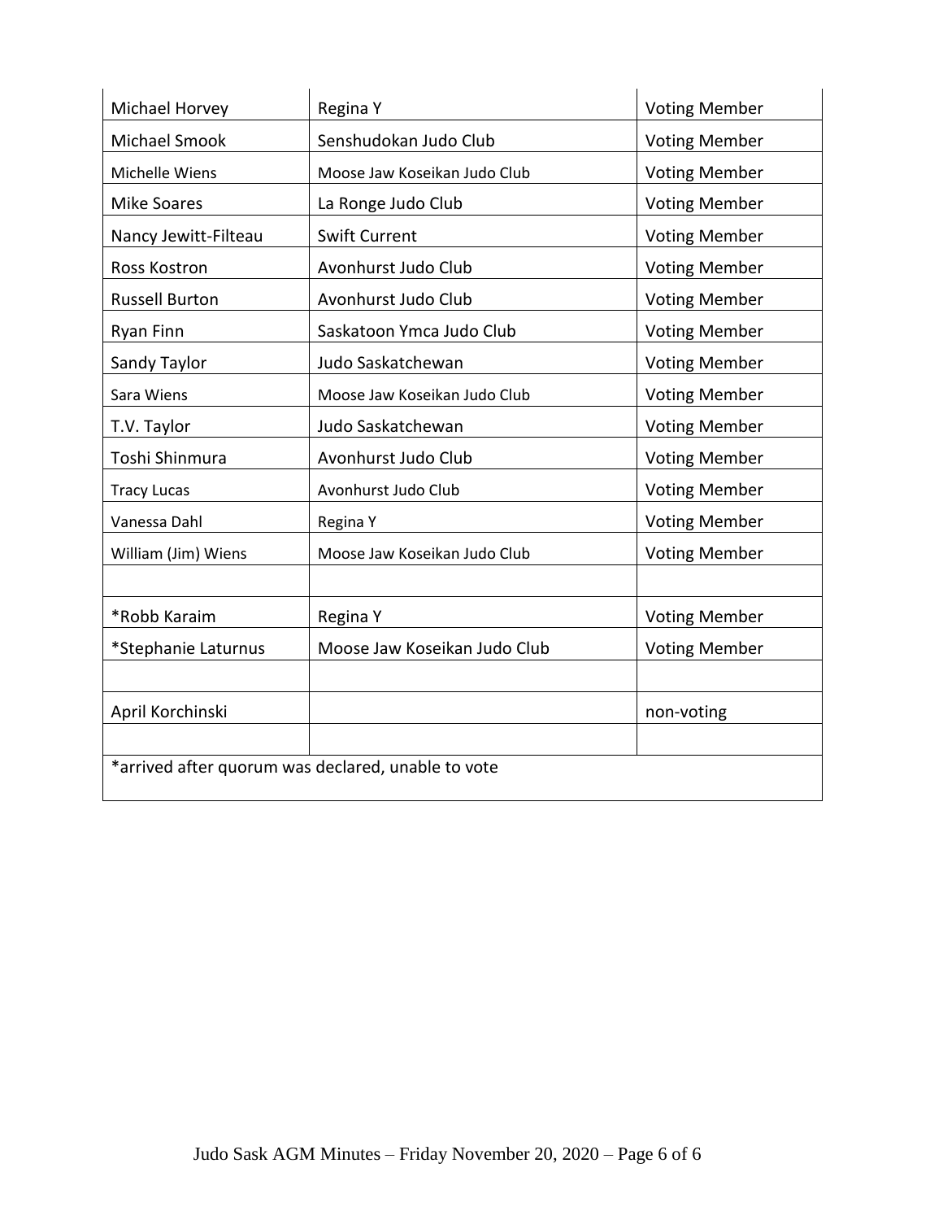| | | |
|---|---|---|
| Michael Horvey | Regina Y | Voting Member |
| Michael Smook | Senshudokan Judo Club | Voting Member |
| Michelle Wiens | Moose Jaw Koseikan Judo Club | Voting Member |
| Mike Soares | La Ronge Judo Club | Voting Member |
| Nancy Jewitt-Filteau | Swift Current | Voting Member |
| Ross Kostron | Avonhurst Judo Club | Voting Member |
| Russell Burton | Avonhurst Judo Club | Voting Member |
| Ryan Finn | Saskatoon Ymca Judo Club | Voting Member |
| Sandy Taylor | Judo Saskatchewan | Voting Member |
| Sara Wiens | Moose Jaw Koseikan Judo Club | Voting Member |
| T.V. Taylor | Judo Saskatchewan | Voting Member |
| Toshi Shinmura | Avonhurst Judo Club | Voting Member |
| Tracy Lucas | Avonhurst Judo Club | Voting Member |
| Vanessa Dahl | Regina Y | Voting Member |
| William (Jim) Wiens | Moose Jaw Koseikan Judo Club | Voting Member |
| | | |
| *Robb Karaim | Regina Y | Voting Member |
| *Stephanie Laturnus | Moose Jaw Koseikan Judo Club | Voting Member |
| | | |
| April Korchinski | | non-voting |
| | | |
| *arrived after quorum was declared, unable to vote | | |